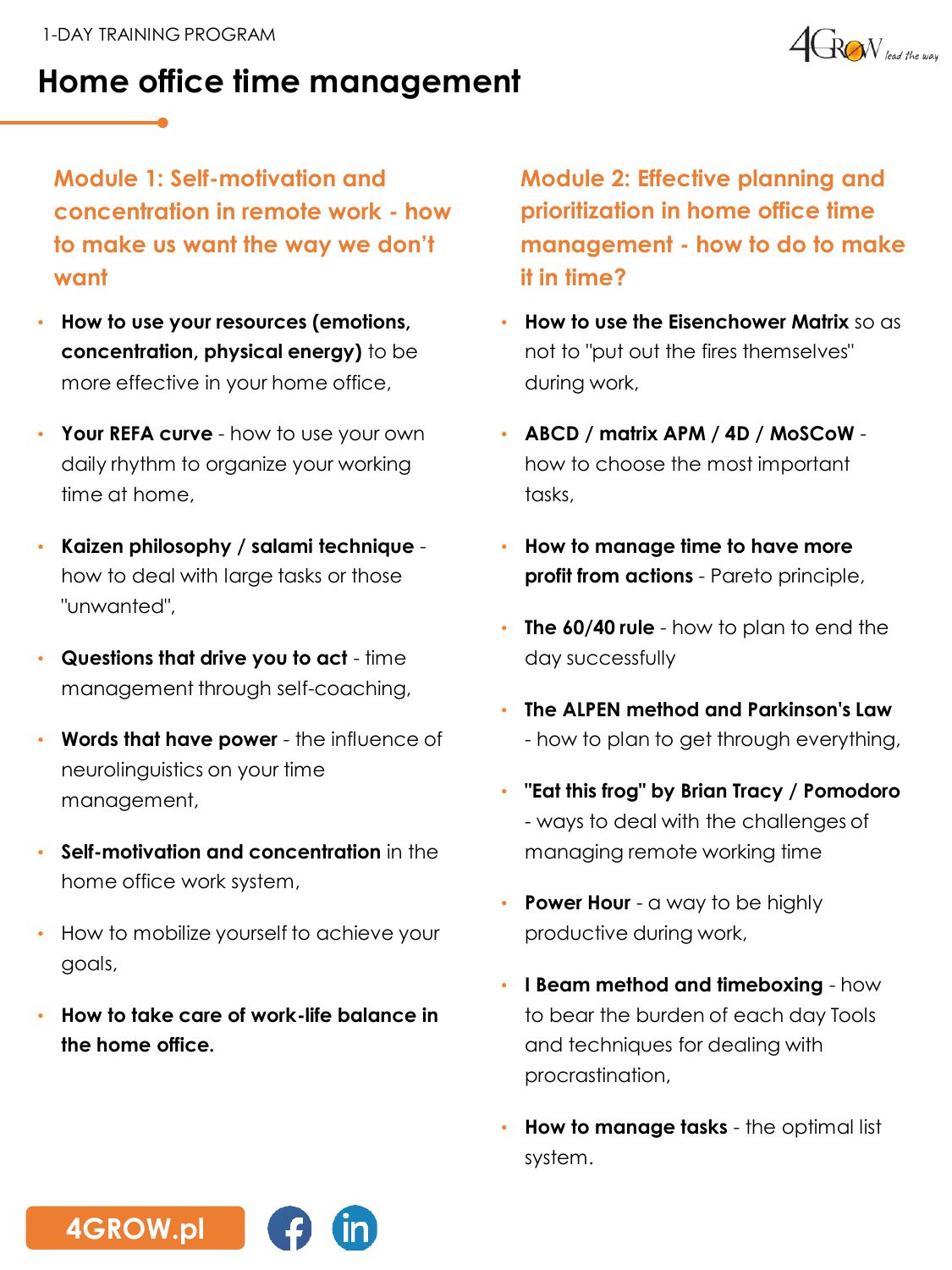1-DAY TRAINING PROGRAM

# Home office time management

## Module 1: Self-motivation and concentration in remote work - how to make us want the way we don't want

- **How to use your resources (emotions, concentration, physical energy)** to be more effective in your home office,
- **Your REFA curve** - how to use your own daily rhythm to organize your working time at home,
- **Kaizen philosophy / salami technique** - how to deal with large tasks or those "unwanted",
- **Questions that drive you to act** - time management through self-coaching,
- **Words that have power** - the influence of neurolinguistics on your time management,
- **Self-motivation and concentration** in the home office work system,
- How to mobilize yourself to achieve your goals,
- **How to take care of work-life balance in the home office.**

## Module 2: Effective planning and prioritization in home office time management - how to do to make it in time?

- **How to use the Eisenchower Matrix** so as not to "put out the fires themselves" during work,
- **ABCD / matrix APM / 4D / MoSCoW** - how to choose the most important tasks,
- **How to manage time to have more profit from actions** - Pareto principle,
- **The 60/40 rule** - how to plan to end the day successfully
- **The ALPEN method and Parkinson's Law** - how to plan to get through everything,
- **"Eat this frog" by Brian Tracy / Pomodoro** - ways to deal with the challenges of managing remote working time
- **Power Hour** - a way to be highly productive during work,
- **I Beam method and timeboxing** - how to bear the burden of each day Tools and techniques for dealing with procrastination,
- **How to manage tasks** - the optimal list system.

4GROW.pl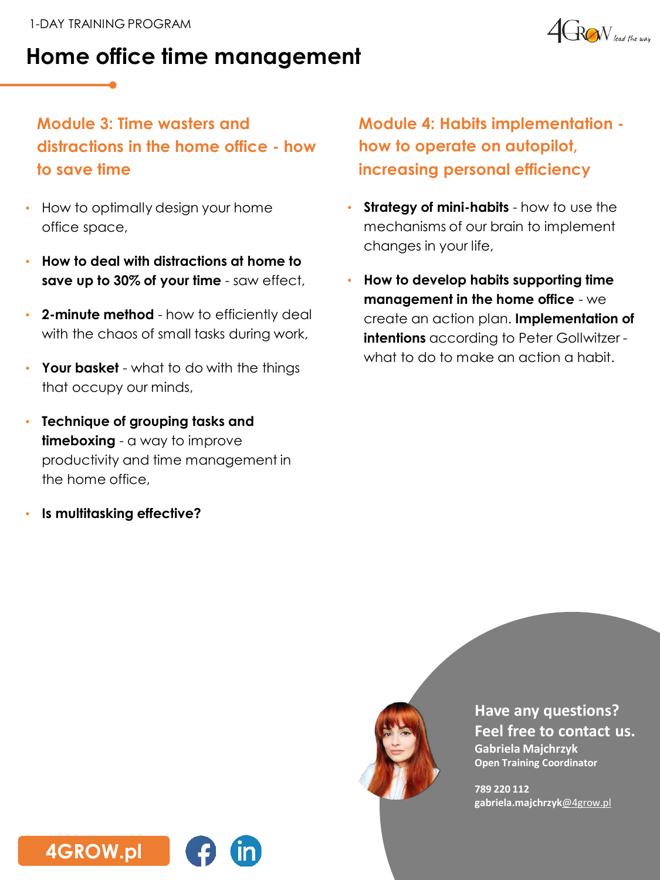1-DAY TRAINING PROGRAM

# Home office time management

## Module 3: Time wasters and distractions in the home office - how to save time

- How to optimally design your home office space,
- **How to deal with distractions at home to save up to 30% of your time** - saw effect,
- **2-minute method** - how to efficiently deal with the chaos of small tasks during work,
- **Your basket** - what to do with the things that occupy our minds,
- **Technique of grouping tasks and timeboxing** - a way to improve productivity and time management in the home office,
- **Is multitasking effective?**

## Module 4: Habits implementation - how to operate on autopilot, increasing personal efficiency

- **Strategy of mini-habits** - how to use the mechanisms of our brain to implement changes in your life,
- **How to develop habits supporting time management in the home office** - we create an action plan. **Implementation of intentions** according to Peter Gollwitzer - what to do to make an action a habit.

**Have any questions?
Feel free to contact us.**

**Gabriela Majchrzyk**
**Open Training Coordinator**

**789 220 112**
**gabriela.majchrzyk@4grow.pl**

**4GROW.pl**